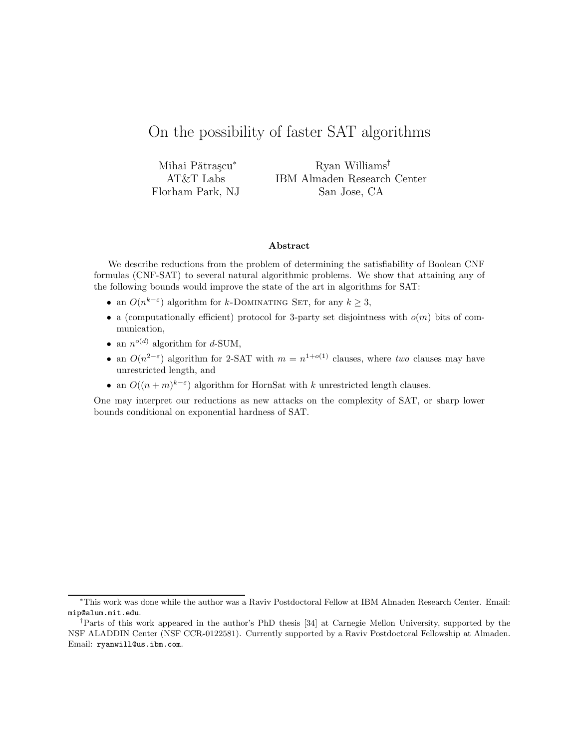# On the possibility of faster SAT algorithms

Mihai Pătraşcu*  
AT&T Labs  
Florham Park, NJ

Ryan Williams†  
IBM Almaden Research Center  
San Jose, CA

### Abstract

We describe reductions from the problem of determining the satisfiability of Boolean CNF formulas (CNF-SAT) to several natural algorithmic problems. We show that attaining any of the following bounds would improve the state of the art in algorithms for SAT:

- an $O(n^{k-\varepsilon})$ algorithm for $k$-Dominating Set, for any $k \geq 3$,
- a (computationally efficient) protocol for 3-party set disjointness with $o(m)$ bits of communication,
- an $n^{o(d)}$ algorithm for $d$-SUM,
- an $O(n^{2-\varepsilon})$ algorithm for 2-SAT with $m = n^{1+o(1)}$ clauses, where *two* clauses may have unrestricted length, and
- an $O((n+m)^{k-\varepsilon})$ algorithm for HornSat with $k$ unrestricted length clauses.

One may interpret our reductions as new attacks on the complexity of SAT, or sharp lower bounds conditional on exponential hardness of SAT.

---

*This work was done while the author was a Raviv Postdoctoral Fellow at IBM Almaden Research Center. Email: mip@alum.mit.edu.

†Parts of this work appeared in the author's PhD thesis [34] at Carnegie Mellon University, supported by the NSF ALADDIN Center (NSF CCR-0122581). Currently supported by a Raviv Postdoctoral Fellowship at Almaden. Email: ryanwill@us.ibm.com.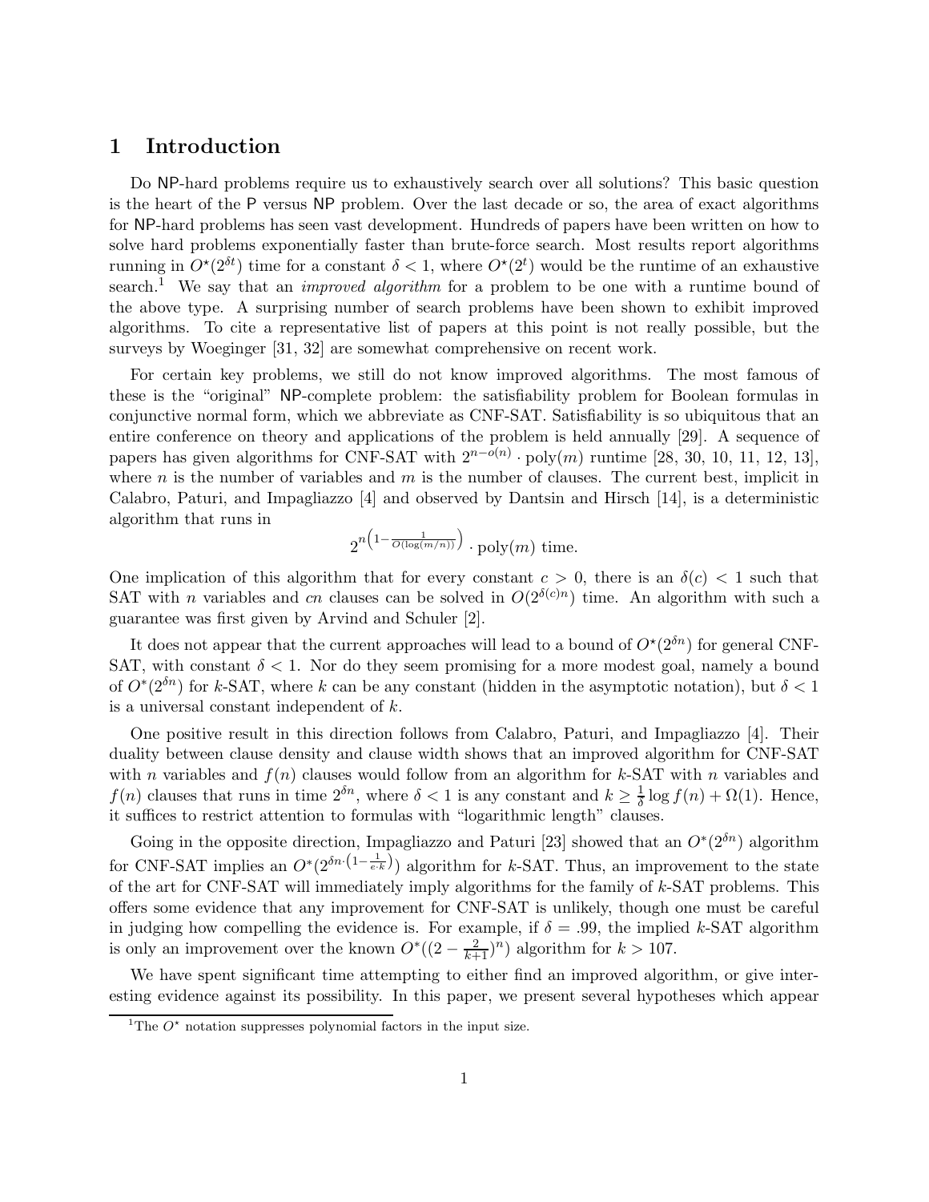# 1 Introduction

Do NP-hard problems require us to exhaustively search over all solutions? This basic question is the heart of the P versus NP problem. Over the last decade or so, the area of exact algorithms for NP-hard problems has seen vast development. Hundreds of papers have been written on how to solve hard problems exponentially faster than brute-force search. Most results report algorithms running in $O^\star(2^{\delta t})$ time for a constant $\delta < 1$, where $O^\star(2^t)$ would be the runtime of an exhaustive search.[1] We say that an *improved algorithm* for a problem to be one with a runtime bound of the above type. A surprising number of search problems have been shown to exhibit improved algorithms. To cite a representative list of papers at this point is not really possible, but the surveys by Woeginger [31, 32] are somewhat comprehensive on recent work.

For certain key problems, we still do not know improved algorithms. The most famous of these is the "original" NP-complete problem: the satisfiability problem for Boolean formulas in conjunctive normal form, which we abbreviate as CNF-SAT. Satisfiability is so ubiquitous that an entire conference on theory and applications of the problem is held annually [29]. A sequence of papers has given algorithms for CNF-SAT with $2^{n-o(n)} \cdot \text{poly}(m)$ runtime [28, 30, 10, 11, 12, 13], where $n$ is the number of variables and $m$ is the number of clauses. The current best, implicit in Calabro, Paturi, and Impagliazzo [4] and observed by Dantsin and Hirsch [14], is a deterministic algorithm that runs in

$$2^{n\left(1-\frac{1}{O(\log(m/n))}\right)} \cdot \text{poly}(m) \text{ time.}$$

One implication of this algorithm that for every constant $c > 0$, there is an $\delta(c) < 1$ such that SAT with $n$ variables and $cn$ clauses can be solved in $O(2^{\delta(c)n})$ time. An algorithm with such a guarantee was first given by Arvind and Schuler [2].

It does not appear that the current approaches will lead to a bound of $O^\star(2^{\delta n})$ for general CNF-SAT, with constant $\delta < 1$. Nor do they seem promising for a more modest goal, namely a bound of $O^*(2^{\delta n})$ for $k$-SAT, where $k$ can be any constant (hidden in the asymptotic notation), but $\delta < 1$ is a universal constant independent of $k$.

One positive result in this direction follows from Calabro, Paturi, and Impagliazzo [4]. Their duality between clause density and clause width shows that an improved algorithm for CNF-SAT with $n$ variables and $f(n)$ clauses would follow from an algorithm for $k$-SAT with $n$ variables and $f(n)$ clauses that runs in time $2^{\delta n}$, where $\delta < 1$ is any constant and $k \geq \frac{1}{\delta} \log f(n) + \Omega(1)$. Hence, it suffices to restrict attention to formulas with "logarithmic length" clauses.

Going in the opposite direction, Impagliazzo and Paturi [23] showed that an $O^*(2^{\delta n})$ algorithm for CNF-SAT implies an $O^*(2^{\delta n \cdot \left(1-\frac{1}{e \cdot k}\right)})$ algorithm for $k$-SAT. Thus, an improvement to the state of the art for CNF-SAT will immediately imply algorithms for the family of $k$-SAT problems. This offers some evidence that any improvement for CNF-SAT is unlikely, though one must be careful in judging how compelling the evidence is. For example, if $\delta = .99$, the implied $k$-SAT algorithm is only an improvement over the known $O^*((2 - \frac{2}{k+1})^n)$ algorithm for $k > 107$.

We have spent significant time attempting to either find an improved algorithm, or give interesting evidence against its possibility. In this paper, we present several hypotheses which appear

[1] The $O^\star$ notation suppresses polynomial factors in the input size.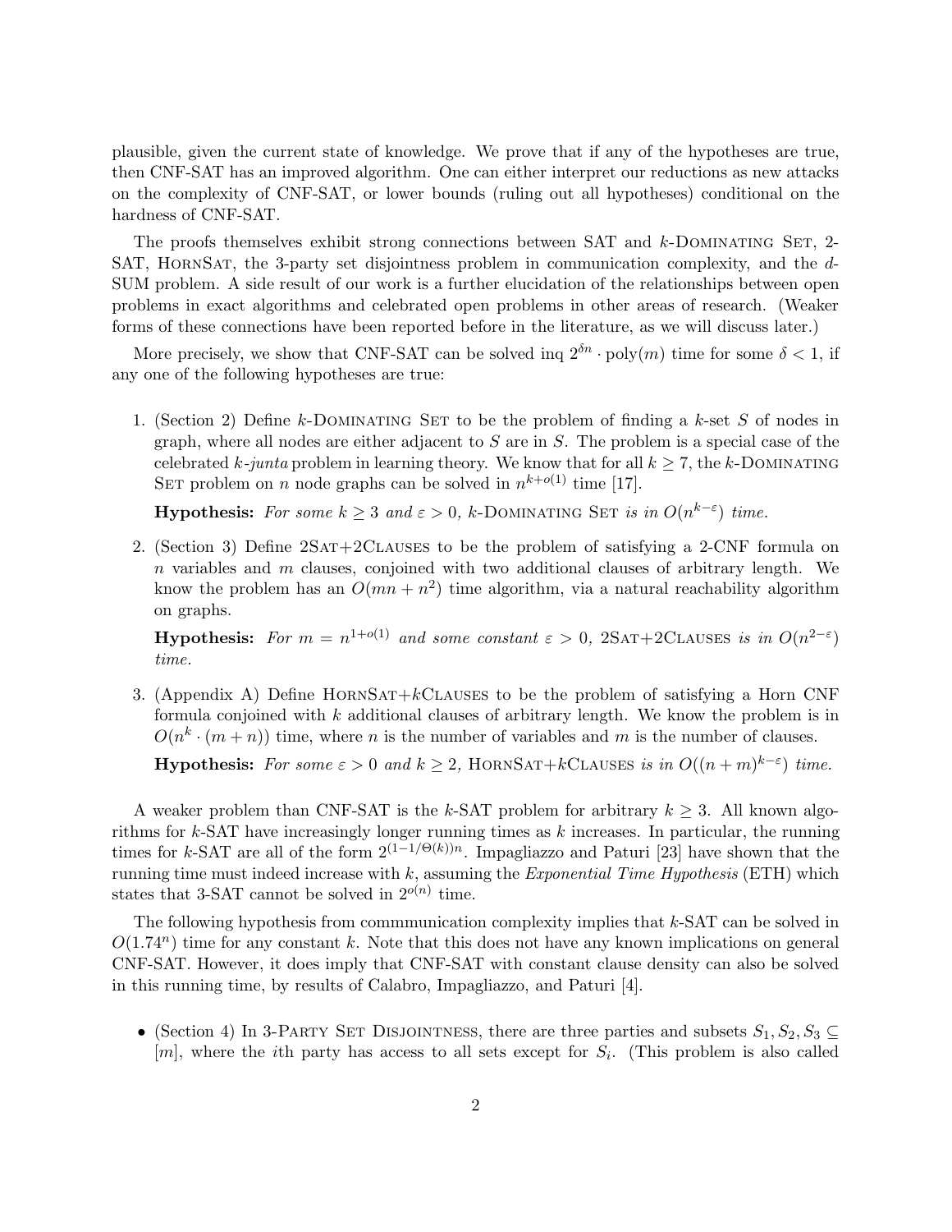plausible, given the current state of knowledge. We prove that if any of the hypotheses are true, then CNF-SAT has an improved algorithm. One can either interpret our reductions as new attacks on the complexity of CNF-SAT, or lower bounds (ruling out all hypotheses) conditional on the hardness of CNF-SAT.

The proofs themselves exhibit strong connections between SAT and $k$-Dominating Set, 2-SAT, HornSat, the 3-party set disjointness problem in communication complexity, and the $d$-SUM problem. A side result of our work is a further elucidation of the relationships between open problems in exact algorithms and celebrated open problems in other areas of research. (Weaker forms of these connections have been reported before in the literature, as we will discuss later.)

More precisely, we show that CNF-SAT can be solved inq $2^{\delta n} \cdot \text{poly}(m)$ time for some $\delta < 1$, if any one of the following hypotheses are true:

1. (Section 2) Define $k$-Dominating Set to be the problem of finding a $k$-set $S$ of nodes in graph, where all nodes are either adjacent to $S$ are in $S$. The problem is a special case of the celebrated $k$-*junta* problem in learning theory. We know that for all $k \geq 7$, the $k$-Dominating Set problem on $n$ node graphs can be solved in $n^{k+o(1)}$ time [17].

   **Hypothesis:** *For some $k \geq 3$ and $\varepsilon > 0$, $k$-Dominating Set is in $O(n^{k-\varepsilon})$ time.*

2. (Section 3) Define 2Sat+2Clauses to be the problem of satisfying a 2-CNF formula on $n$ variables and $m$ clauses, conjoined with two additional clauses of arbitrary length. We know the problem has an $O(mn + n^2)$ time algorithm, via a natural reachability algorithm on graphs.

   **Hypothesis:** *For $m = n^{1+o(1)}$ and some constant $\varepsilon > 0$, 2Sat+2Clauses is in $O(n^{2-\varepsilon})$ time.*

3. (Appendix A) Define HornSat+$k$Clauses to be the problem of satisfying a Horn CNF formula conjoined with $k$ additional clauses of arbitrary length. We know the problem is in $O(n^k \cdot (m + n))$ time, where $n$ is the number of variables and $m$ is the number of clauses.

   **Hypothesis:** *For some $\varepsilon > 0$ and $k \geq 2$, HornSat+$k$Clauses is in $O((n + m)^{k-\varepsilon})$ time.*

A weaker problem than CNF-SAT is the $k$-SAT problem for arbitrary $k \geq 3$. All known algorithms for $k$-SAT have increasingly longer running times as $k$ increases. In particular, the running times for $k$-SAT are all of the form $2^{(1-1/\Theta(k))n}$. Impagliazzo and Paturi [23] have shown that the running time must indeed increase with $k$, assuming the *Exponential Time Hypothesis* (ETH) which states that 3-SAT cannot be solved in $2^{o(n)}$ time.

The following hypothesis from commmunication complexity implies that $k$-SAT can be solved in $O(1.74^n)$ time for any constant $k$. Note that this does not have any known implications on general CNF-SAT. However, it does imply that CNF-SAT with constant clause density can also be solved in this running time, by results of Calabro, Impagliazzo, and Paturi [4].

- (Section 4) In 3-Party Set Disjointness, there are three parties and subsets $S_1, S_2, S_3 \subseteq [m]$, where the $i$th party has access to all sets except for $S_i$. (This problem is also called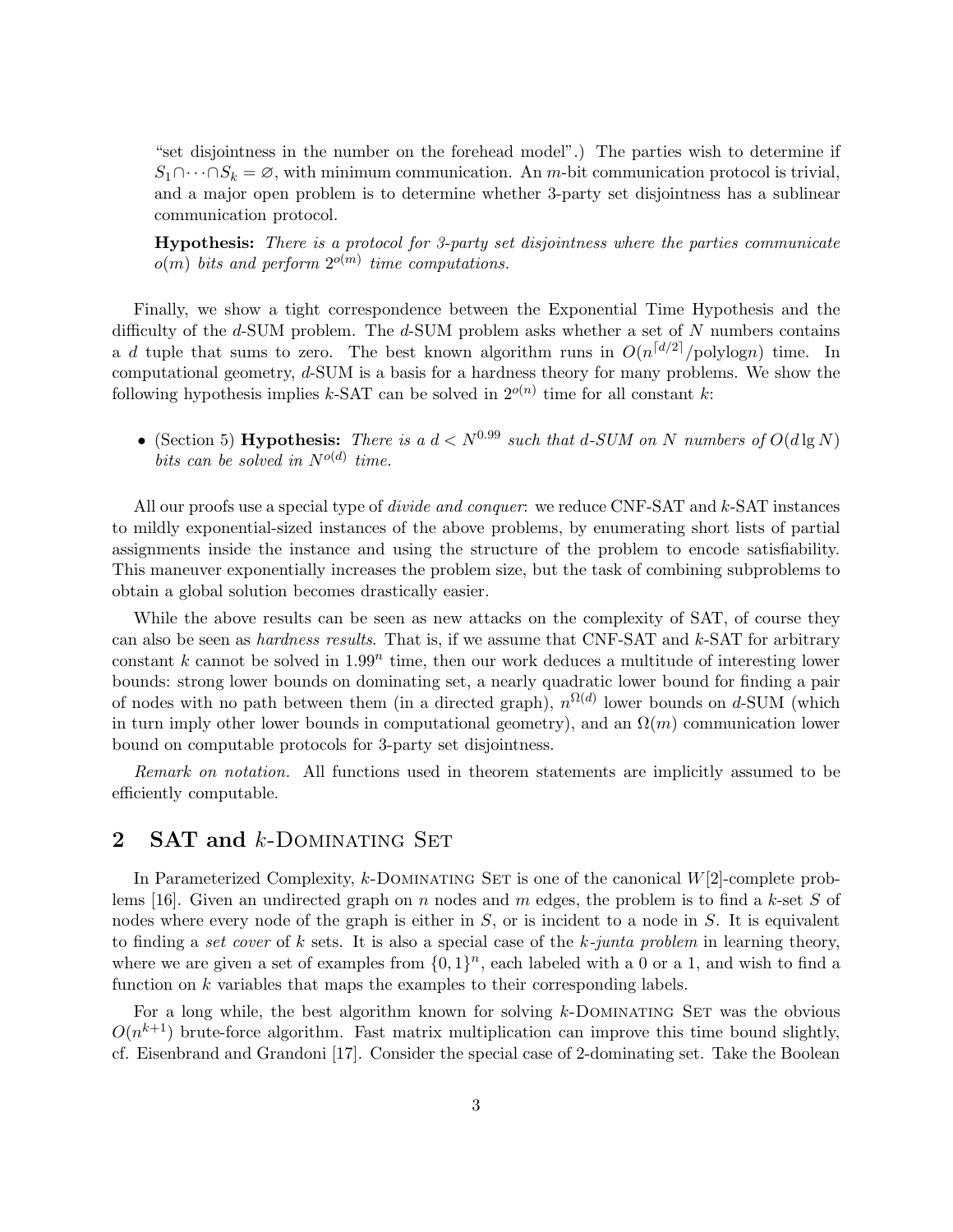"set disjointness in the number on the forehead model".) The parties wish to determine if $S_1 \cap \cdots \cap S_k = \varnothing$, with minimum communication. An $m$-bit communication protocol is trivial, and a major open problem is to determine whether 3-party set disjointness has a sublinear communication protocol.

**Hypothesis:** *There is a protocol for 3-party set disjointness where the parties communicate $o(m)$ bits and perform $2^{o(m)}$ time computations.*

Finally, we show a tight correspondence between the Exponential Time Hypothesis and the difficulty of the $d$-SUM problem. The $d$-SUM problem asks whether a set of $N$ numbers contains a $d$ tuple that sums to zero. The best known algorithm runs in $O(n^{\lceil d/2 \rceil}/\text{polylog} n)$ time. In computational geometry, $d$-SUM is a basis for a hardness theory for many problems. We show the following hypothesis implies $k$-SAT can be solved in $2^{o(n)}$ time for all constant $k$:

- (Section 5) **Hypothesis:** *There is a $d < N^{0.99}$ such that d-SUM on $N$ numbers of $O(d \lg N)$ bits can be solved in $N^{o(d)}$ time.*

All our proofs use a special type of *divide and conquer*: we reduce CNF-SAT and $k$-SAT instances to mildly exponential-sized instances of the above problems, by enumerating short lists of partial assignments inside the instance and using the structure of the problem to encode satisfiability. This maneuver exponentially increases the problem size, but the task of combining subproblems to obtain a global solution becomes drastically easier.

While the above results can be seen as new attacks on the complexity of SAT, of course they can also be seen as *hardness results*. That is, if we assume that CNF-SAT and $k$-SAT for arbitrary constant $k$ cannot be solved in $1.99^n$ time, then our work deduces a multitude of interesting lower bounds: strong lower bounds on dominating set, a nearly quadratic lower bound for finding a pair of nodes with no path between them (in a directed graph), $n^{\Omega(d)}$ lower bounds on $d$-SUM (which in turn imply other lower bounds in computational geometry), and an $\Omega(m)$ communication lower bound on computable protocols for 3-party set disjointness.

*Remark on notation.* All functions used in theorem statements are implicitly assumed to be efficiently computable.

## 2 SAT and $k$-Dominating Set

In Parameterized Complexity, $k$-Dominating Set is one of the canonical $W[2]$-complete problems [16]. Given an undirected graph on $n$ nodes and $m$ edges, the problem is to find a $k$-set $S$ of nodes where every node of the graph is either in $S$, or is incident to a node in $S$. It is equivalent to finding a *set cover* of $k$ sets. It is also a special case of the *k-junta problem* in learning theory, where we are given a set of examples from $\{0,1\}^n$, each labeled with a 0 or a 1, and wish to find a function on $k$ variables that maps the examples to their corresponding labels.

For a long while, the best algorithm known for solving $k$-Dominating Set was the obvious $O(n^{k+1})$ brute-force algorithm. Fast matrix multiplication can improve this time bound slightly, cf. Eisenbrand and Grandoni [17]. Consider the special case of 2-dominating set. Take the Boolean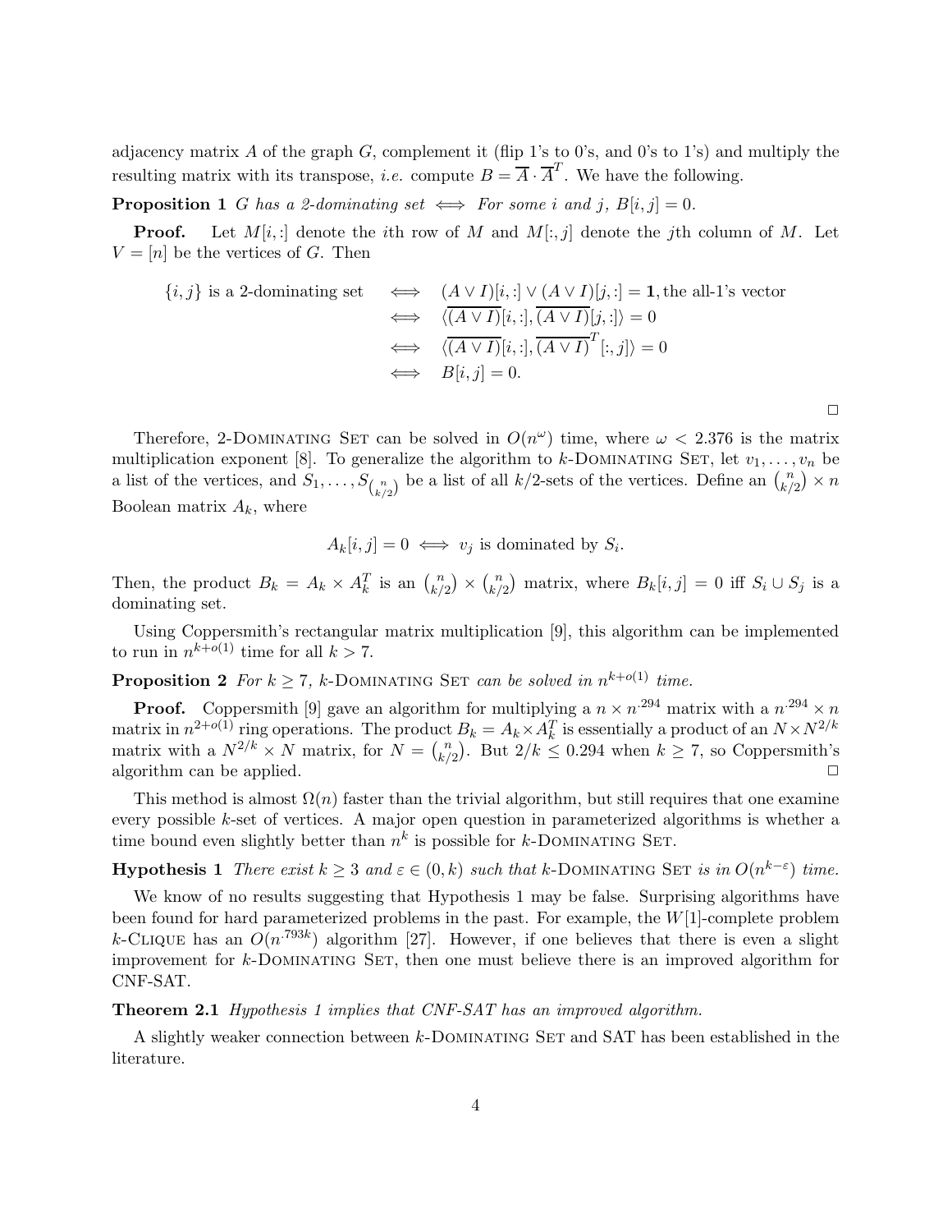adjacency matrix $A$ of the graph $G$, complement it (flip 1's to 0's, and 0's to 1's) and multiply the resulting matrix with its transpose, *i.e.* compute $B = \overline{A} \cdot \overline{A}^T$. We have the following.

**Proposition 1** *$G$ has a 2-dominating set $\iff$ For some $i$ and $j$, $B[i,j] = 0$.*

**Proof.** Let $M[i,:]$ denote the $i$th row of $M$ and $M[:,j]$ denote the $j$th column of $M$. Let $V = [n]$ be the vertices of $G$. Then

$$
\begin{aligned}
\{i,j\} \text{ is a 2-dominating set} \quad &\iff \quad (A \vee I)[i,:] \vee (A \vee I)[j,:] = \mathbf{1}, \text{the all-1's vector} \\
&\iff \quad \langle \overline{(A \vee I)}[i,:], \overline{(A \vee I)}[j,:] \rangle = 0 \\
&\iff \quad \langle \overline{(A \vee I)}[i,:], \overline{(A \vee I)}^T[:,j] \rangle = 0 \\
&\iff \quad B[i,j] = 0.
\end{aligned}
$$

□

Therefore, 2-Dominating Set can be solved in $O(n^{\omega})$ time, where $\omega < 2.376$ is the matrix multiplication exponent [8]. To generalize the algorithm to $k$-Dominating Set, let $v_1, \ldots, v_n$ be a list of the vertices, and $S_1, \ldots, S_{\binom{n}{k/2}}$ be a list of all $k/2$-sets of the vertices. Define an $\binom{n}{k/2} \times n$ Boolean matrix $A_k$, where

$$A_k[i,j] = 0 \iff v_j \text{ is dominated by } S_i.$$

Then, the product $B_k = A_k \times A_k^T$ is an $\binom{n}{k/2} \times \binom{n}{k/2}$ matrix, where $B_k[i,j] = 0$ iff $S_i \cup S_j$ is a dominating set.

Using Coppersmith's rectangular matrix multiplication [9], this algorithm can be implemented to run in $n^{k+o(1)}$ time for all $k > 7$.

**Proposition 2** *For $k \geq 7$, $k$-Dominating Set can be solved in $n^{k+o(1)}$ time.*

**Proof.** Coppersmith [9] gave an algorithm for multiplying a $n \times n^{.294}$ matrix with a $n^{.294} \times n$ matrix in $n^{2+o(1)}$ ring operations. The product $B_k = A_k \times A_k^T$ is essentially a product of an $N \times N^{2/k}$ matrix with a $N^{2/k} \times N$ matrix, for $N = \binom{n}{k/2}$. But $2/k \leq 0.294$ when $k \geq 7$, so Coppersmith's algorithm can be applied. □

This method is almost $\Omega(n)$ faster than the trivial algorithm, but still requires that one examine every possible $k$-set of vertices. A major open question in parameterized algorithms is whether a time bound even slightly better than $n^k$ is possible for $k$-Dominating Set.

**Hypothesis 1** *There exist $k \geq 3$ and $\varepsilon \in (0,k)$ such that $k$-Dominating Set is in $O(n^{k-\varepsilon})$ time.*

We know of no results suggesting that Hypothesis 1 may be false. Surprising algorithms have been found for hard parameterized problems in the past. For example, the $W[1]$-complete problem $k$-Clique has an $O(n^{.793k})$ algorithm [27]. However, if one believes that there is even a slight improvement for $k$-Dominating Set, then one must believe there is an improved algorithm for CNF-SAT.

**Theorem 2.1** *Hypothesis 1 implies that CNF-SAT has an improved algorithm.*

A slightly weaker connection between $k$-Dominating Set and SAT has been established in the literature.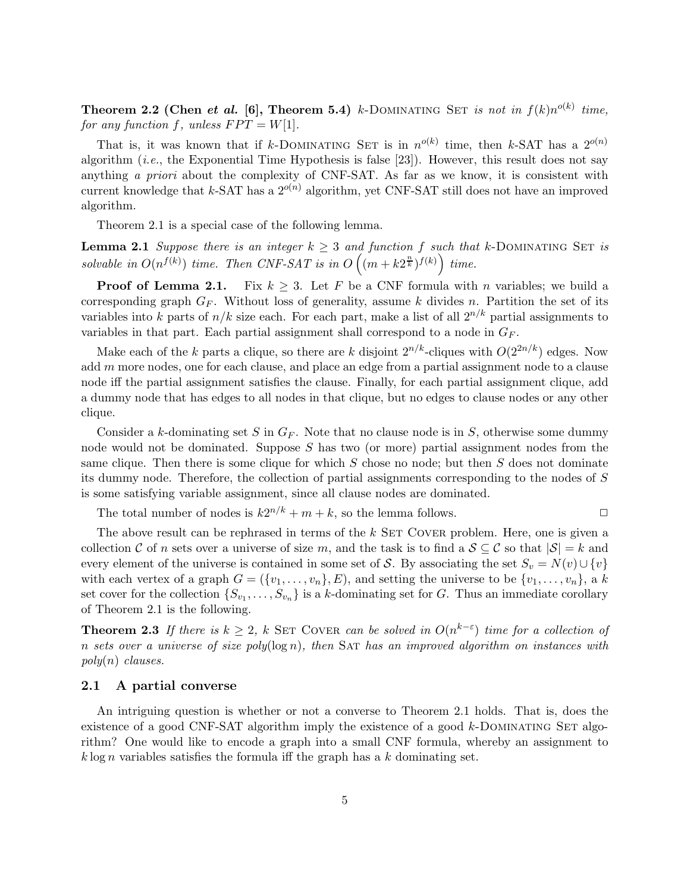**Theorem 2.2 (Chen *et al.* [6], Theorem 5.4)** *$k$-Dominating Set is not in $f(k)n^{o(k)}$ time, for any function $f$, unless $FPT = W[1]$.*

That is, it was known that if $k$-Dominating Set is in $n^{o(k)}$ time, then $k$-SAT has a $2^{o(n)}$ algorithm (*i.e.*, the Exponential Time Hypothesis is false [23]). However, this result does not say anything *a priori* about the complexity of CNF-SAT. As far as we know, it is consistent with current knowledge that $k$-SAT has a $2^{o(n)}$ algorithm, yet CNF-SAT still does not have an improved algorithm.

Theorem 2.1 is a special case of the following lemma.

**Lemma 2.1** *Suppose there is an integer $k \geq 3$ and function $f$ such that $k$-Dominating Set is solvable in $O(n^{f(k)})$ time. Then CNF-SAT is in $O\left((m + k2^{\frac{n}{k}})^{f(k)}\right)$ time.*

**Proof of Lemma 2.1.** Fix $k \geq 3$. Let $F$ be a CNF formula with $n$ variables; we build a corresponding graph $G_F$. Without loss of generality, assume $k$ divides $n$. Partition the set of its variables into $k$ parts of $n/k$ size each. For each part, make a list of all $2^{n/k}$ partial assignments to variables in that part. Each partial assignment shall correspond to a node in $G_F$.

Make each of the $k$ parts a clique, so there are $k$ disjoint $2^{n/k}$-cliques with $O(2^{2n/k})$ edges. Now add $m$ more nodes, one for each clause, and place an edge from a partial assignment node to a clause node iff the partial assignment satisfies the clause. Finally, for each partial assignment clique, add a dummy node that has edges to all nodes in that clique, but no edges to clause nodes or any other clique.

Consider a $k$-dominating set $S$ in $G_F$. Note that no clause node is in $S$, otherwise some dummy node would not be dominated. Suppose $S$ has two (or more) partial assignment nodes from the same clique. Then there is some clique for which $S$ chose no node; but then $S$ does not dominate its dummy node. Therefore, the collection of partial assignments corresponding to the nodes of $S$ is some satisfying variable assignment, since all clause nodes are dominated.

The total number of nodes is $k2^{n/k} + m + k$, so the lemma follows. □

The above result can be rephrased in terms of the $k$ Set Cover problem. Here, one is given a collection $\mathcal{C}$ of $n$ sets over a universe of size $m$, and the task is to find a $\mathcal{S} \subseteq \mathcal{C}$ so that $|\mathcal{S}| = k$ and every element of the universe is contained in some set of $\mathcal{S}$. By associating the set $S_v = N(v) \cup \{v\}$ with each vertex of a graph $G = (\{v_1, \ldots, v_n\}, E)$, and setting the universe to be $\{v_1, \ldots, v_n\}$, a $k$ set cover for the collection $\{S_{v_1}, \ldots, S_{v_n}\}$ is a $k$-dominating set for $G$. Thus an immediate corollary of Theorem 2.1 is the following.

**Theorem 2.3** *If there is $k \geq 2$, $k$ Set Cover can be solved in $O(n^{k-\varepsilon})$ time for a collection of $n$ sets over a universe of size poly$(\log n)$, then Sat has an improved algorithm on instances with poly$(n)$ clauses.*

## 2.1 A partial converse

An intriguing question is whether or not a converse to Theorem 2.1 holds. That is, does the existence of a good CNF-SAT algorithm imply the existence of a good $k$-Dominating Set algorithm? One would like to encode a graph into a small CNF formula, whereby an assignment to $k \log n$ variables satisfies the formula iff the graph has a $k$ dominating set.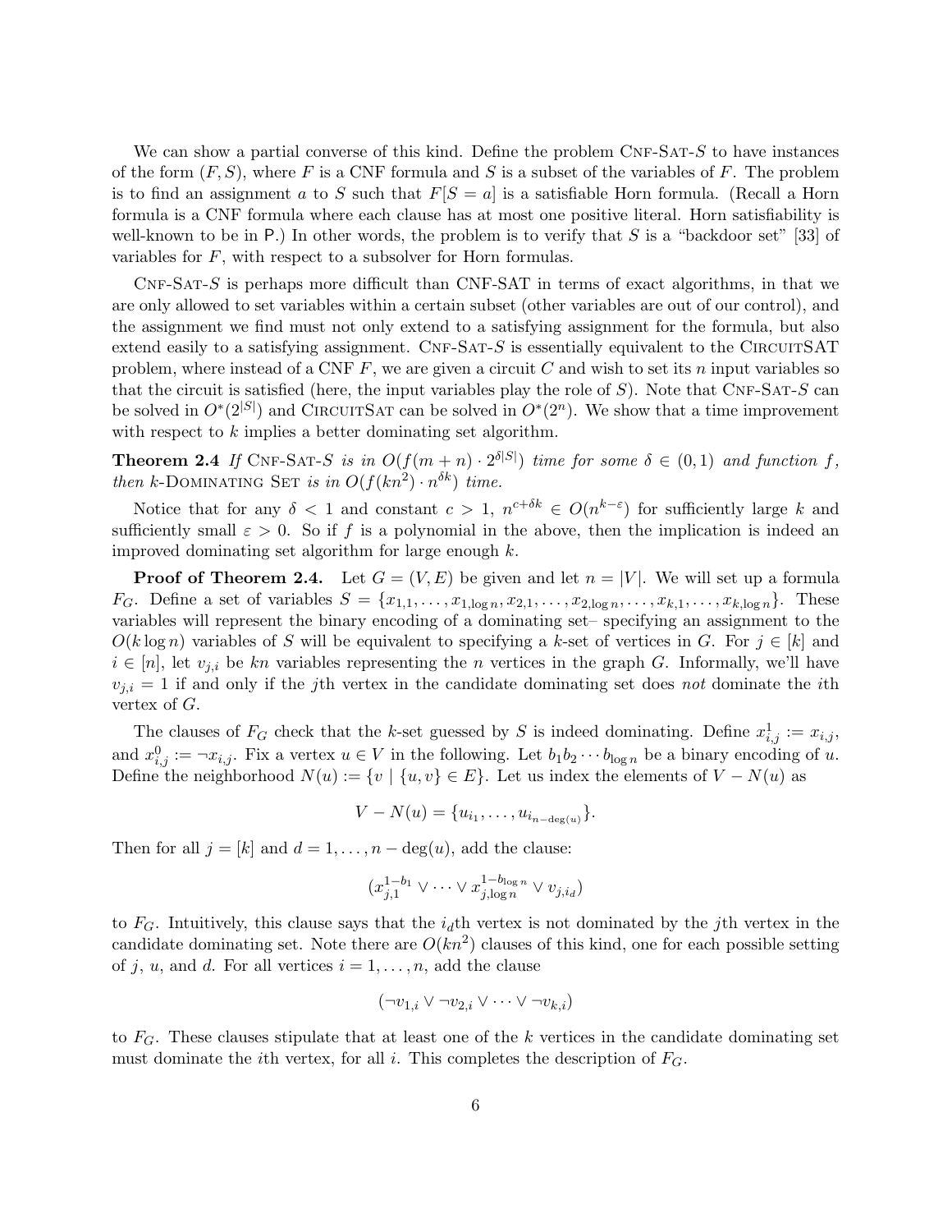We can show a partial converse of this kind. Define the problem CNF-SAT-$S$ to have instances of the form $(F, S)$, where $F$ is a CNF formula and $S$ is a subset of the variables of $F$. The problem is to find an assignment $a$ to $S$ such that $F[S = a]$ is a satisfiable Horn formula. (Recall a Horn formula is a CNF formula where each clause has at most one positive literal. Horn satisfiability is well-known to be in P.) In other words, the problem is to verify that $S$ is a "backdoor set" [33] of variables for $F$, with respect to a subsolver for Horn formulas.

CNF-SAT-$S$ is perhaps more difficult than CNF-SAT in terms of exact algorithms, in that we are only allowed to set variables within a certain subset (other variables are out of our control), and the assignment we find must not only extend to a satisfying assignment for the formula, but also extend easily to a satisfying assignment. CNF-SAT-$S$ is essentially equivalent to the CIRCUITSAT problem, where instead of a CNF $F$, we are given a circuit $C$ and wish to set its $n$ input variables so that the circuit is satisfied (here, the input variables play the role of $S$). Note that CNF-SAT-$S$ can be solved in $O^*(2^{|S|})$ and CIRCUITSAT can be solved in $O^*(2^n)$. We show that a time improvement with respect to $k$ implies a better dominating set algorithm.

**Theorem 2.4** *If* CNF-SAT-$S$ *is in* $O(f(m+n) \cdot 2^{\delta|S|})$ *time for some* $\delta \in (0, 1)$ *and function* $f$*, then* $k$-DOMINATING SET *is in* $O(f(kn^2) \cdot n^{\delta k})$ *time.*

Notice that for any $\delta < 1$ and constant $c > 1$, $n^{c+\delta k} \in O(n^{k-\varepsilon})$ for sufficiently large $k$ and sufficiently small $\varepsilon > 0$. So if $f$ is a polynomial in the above, then the implication is indeed an improved dominating set algorithm for large enough $k$.

**Proof of Theorem 2.4.** Let $G = (V, E)$ be given and let $n = |V|$. We will set up a formula $F_G$. Define a set of variables $S = \{x_{1,1}, \ldots, x_{1,\log n}, x_{2,1}, \ldots, x_{2,\log n}, \ldots, x_{k,1}, \ldots, x_{k,\log n}\}$. These variables will represent the binary encoding of a dominating set– specifying an assignment to the $O(k \log n)$ variables of $S$ will be equivalent to specifying a $k$-set of vertices in $G$. For $j \in [k]$ and $i \in [n]$, let $v_{j,i}$ be $kn$ variables representing the $n$ vertices in the graph $G$. Informally, we'll have $v_{j,i} = 1$ if and only if the $j$th vertex in the candidate dominating set does *not* dominate the $i$th vertex of $G$.

The clauses of $F_G$ check that the $k$-set guessed by $S$ is indeed dominating. Define $x^1_{i,j} := x_{i,j}$, and $x^0_{i,j} := \neg x_{i,j}$. Fix a vertex $u \in V$ in the following. Let $b_1 b_2 \cdots b_{\log n}$ be a binary encoding of $u$. Define the neighborhood $N(u) := \{v \mid \{u, v\} \in E\}$. Let us index the elements of $V - N(u)$ as

$$V - N(u) = \{u_{i_1}, \ldots, u_{i_{n-\deg(u)}}\}.$$

Then for all $j = [k]$ and $d = 1, \ldots, n - \deg(u)$, add the clause:

$$(x^{1-b_1}_{j,1} \vee \cdots \vee x^{1-b_{\log n}}_{j,\log n} \vee v_{j,i_d})$$

to $F_G$. Intuitively, this clause says that the $i_d$th vertex is not dominated by the $j$th vertex in the candidate dominating set. Note there are $O(kn^2)$ clauses of this kind, one for each possible setting of $j$, $u$, and $d$. For all vertices $i = 1, \ldots, n$, add the clause

$$(\neg v_{1,i} \vee \neg v_{2,i} \vee \cdots \vee \neg v_{k,i})$$

to $F_G$. These clauses stipulate that at least one of the $k$ vertices in the candidate dominating set must dominate the $i$th vertex, for all $i$. This completes the description of $F_G$.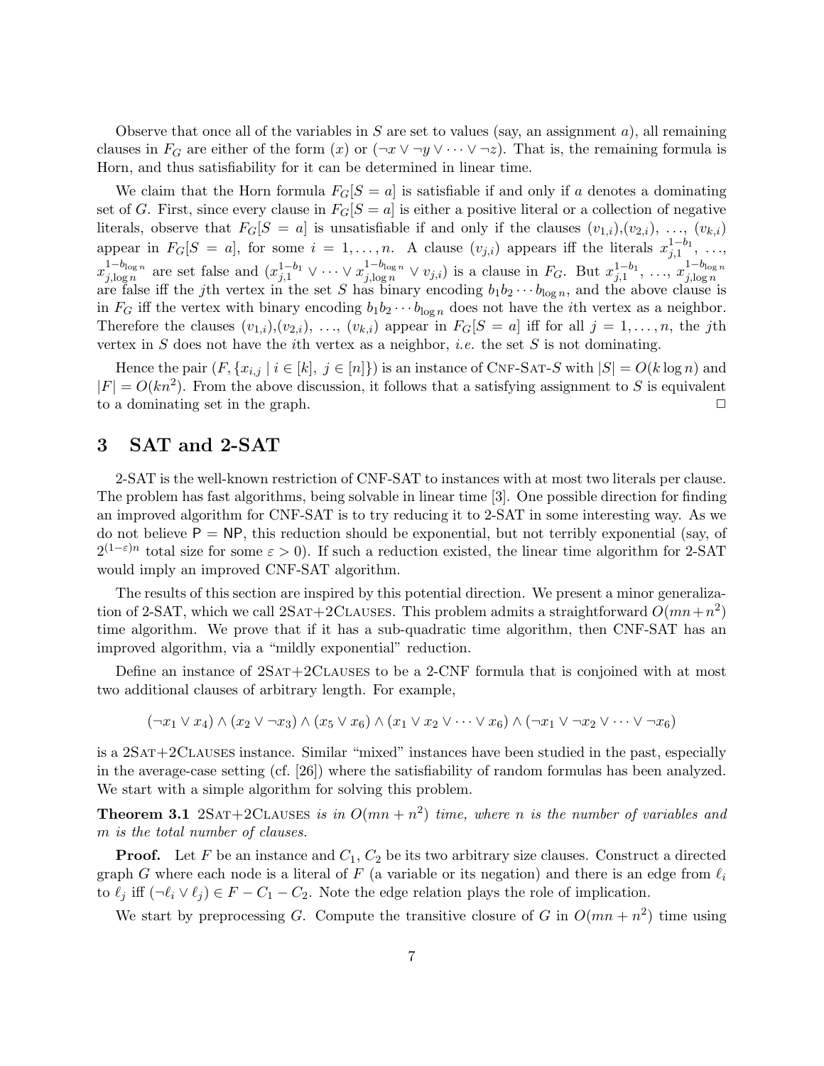Observe that once all of the variables in $S$ are set to values (say, an assignment $a$), all remaining clauses in $F_G$ are either of the form $(x)$ or $(\neg x \vee \neg y \vee \cdots \vee \neg z)$. That is, the remaining formula is Horn, and thus satisfiability for it can be determined in linear time.

We claim that the Horn formula $F_G[S = a]$ is satisfiable if and only if $a$ denotes a dominating set of $G$. First, since every clause in $F_G[S = a]$ is either a positive literal or a collection of negative literals, observe that $F_G[S = a]$ is unsatisfiable if and only if the clauses $(v_{1,i})$,$(v_{2,i})$, $\ldots$, $(v_{k,i})$ appear in $F_G[S = a]$, for some $i = 1, \ldots, n$. A clause $(v_{j,i})$ appears iff the literals $x_{j,1}^{1-b_1}$, $\ldots$, $x_{j,\log n}^{1-b_{\log n}}$ are set false and $(x_{j,1}^{1-b_1} \vee \cdots \vee x_{j,\log n}^{1-b_{\log n}} \vee v_{j,i})$ is a clause in $F_G$. But $x_{j,1}^{1-b_1}$, $\ldots$, $x_{j,\log n}^{1-b_{\log n}}$ are false iff the $j$th vertex in the set $S$ has binary encoding $b_1 b_2 \cdots b_{\log n}$, and the above clause is in $F_G$ iff the vertex with binary encoding $b_1 b_2 \cdots b_{\log n}$ does not have the $i$th vertex as a neighbor. Therefore the clauses $(v_{1,i})$,$(v_{2,i})$, $\ldots$, $(v_{k,i})$ appear in $F_G[S = a]$ iff for all $j = 1, \ldots, n$, the $j$th vertex in $S$ does not have the $i$th vertex as a neighbor, *i.e.* the set $S$ is not dominating.

Hence the pair $(F, \{x_{i,j} \mid i \in [k],\ j \in [n]\})$ is an instance of CNF-SAT-$S$ with $|S| = O(k \log n)$ and $|F| = O(kn^2)$. From the above discussion, it follows that a satisfying assignment to $S$ is equivalent to a dominating set in the graph. $\square$

## 3 SAT and 2-SAT

2-SAT is the well-known restriction of CNF-SAT to instances with at most two literals per clause. The problem has fast algorithms, being solvable in linear time [3]. One possible direction for finding an improved algorithm for CNF-SAT is to try reducing it to 2-SAT in some interesting way. As we do not believe $\mathsf{P} = \mathsf{NP}$, this reduction should be exponential, but not terribly exponential (say, of $2^{(1-\varepsilon)n}$ total size for some $\varepsilon > 0$). If such a reduction existed, the linear time algorithm for 2-SAT would imply an improved CNF-SAT algorithm.

The results of this section are inspired by this potential direction. We present a minor generalization of 2-SAT, which we call 2SAT+2CLAUSES. This problem admits a straightforward $O(mn + n^2)$ time algorithm. We prove that if it has a sub-quadratic time algorithm, then CNF-SAT has an improved algorithm, via a "mildly exponential" reduction.

Define an instance of 2SAT+2CLAUSES to be a 2-CNF formula that is conjoined with at most two additional clauses of arbitrary length. For example,

$$(\neg x_1 \vee x_4) \wedge (x_2 \vee \neg x_3) \wedge (x_5 \vee x_6) \wedge (x_1 \vee x_2 \vee \cdots \vee x_6) \wedge (\neg x_1 \vee \neg x_2 \vee \cdots \vee \neg x_6)$$

is a 2SAT+2CLAUSES instance. Similar "mixed" instances have been studied in the past, especially in the average-case setting (cf. [26]) where the satisfiability of random formulas has been analyzed. We start with a simple algorithm for solving this problem.

**Theorem 3.1** *2SAT+2CLAUSES is in $O(mn + n^2)$ time, where $n$ is the number of variables and $m$ is the total number of clauses.*

***Proof.*** Let $F$ be an instance and $C_1$, $C_2$ be its two arbitrary size clauses. Construct a directed graph $G$ where each node is a literal of $F$ (a variable or its negation) and there is an edge from $\ell_i$ to $\ell_j$ iff $(\neg \ell_i \vee \ell_j) \in F - C_1 - C_2$. Note the edge relation plays the role of implication.

We start by preprocessing $G$. Compute the transitive closure of $G$ in $O(mn + n^2)$ time using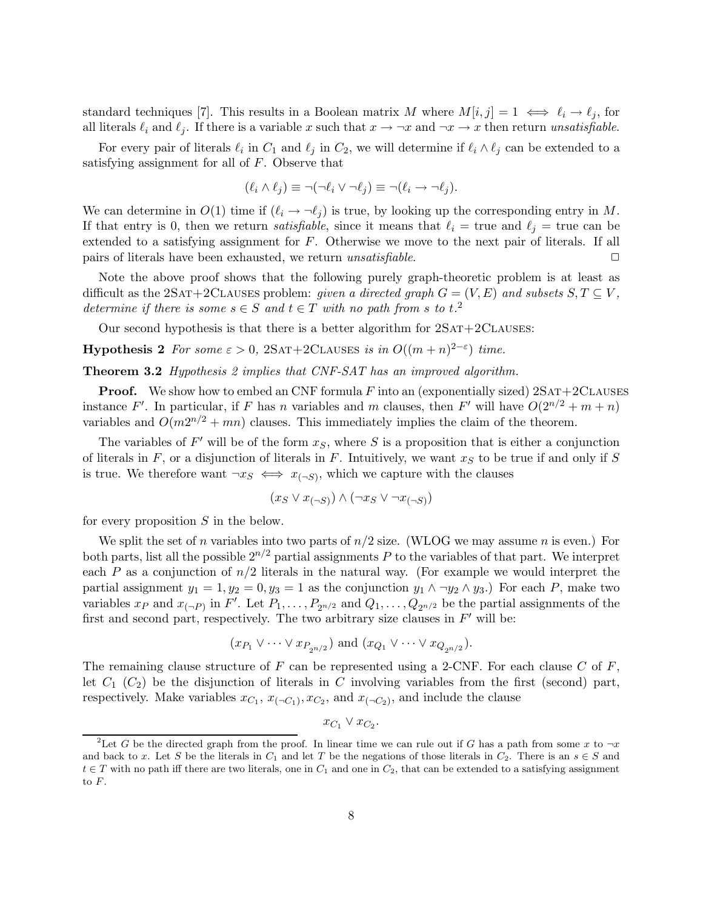standard techniques [7]. This results in a Boolean matrix $M$ where $M[i,j] = 1 \iff \ell_i \to \ell_j$, for all literals $\ell_i$ and $\ell_j$. If there is a variable $x$ such that $x \to \neg x$ and $\neg x \to x$ then return *unsatisfiable*.

For every pair of literals $\ell_i$ in $C_1$ and $\ell_j$ in $C_2$, we will determine if $\ell_i \wedge \ell_j$ can be extended to a satisfying assignment for all of $F$. Observe that

$$(\ell_i \wedge \ell_j) \equiv \neg(\neg \ell_i \vee \neg \ell_j) \equiv \neg(\ell_i \to \neg \ell_j).$$

We can determine in $O(1)$ time if $(\ell_i \to \neg \ell_j)$ is true, by looking up the corresponding entry in $M$. If that entry is 0, then we return *satisfiable*, since it means that $\ell_i =$ true and $\ell_j =$ true can be extended to a satisfying assignment for $F$. Otherwise we move to the next pair of literals. If all pairs of literals have been exhausted, we return *unsatisfiable*. □

Note the above proof shows that the following purely graph-theoretic problem is at least as difficult as the 2SAT+2CLAUSES problem: *given a directed graph $G = (V, E)$ and subsets $S, T \subseteq V$, determine if there is some $s \in S$ and $t \in T$ with no path from $s$ to $t$.*[2]

Our second hypothesis is that there is a better algorithm for 2SAT+2CLAUSES:

**Hypothesis 2** *For some $\varepsilon > 0$, 2SAT+2CLAUSES is in $O((m+n)^{2-\varepsilon})$ time.*

**Theorem 3.2** *Hypothesis 2 implies that CNF-SAT has an improved algorithm.*

**Proof.** We show how to embed an CNF formula $F$ into an (exponentially sized) 2SAT+2CLAUSES instance $F'$. In particular, if $F$ has $n$ variables and $m$ clauses, then $F'$ will have $O(2^{n/2} + m + n)$ variables and $O(m2^{n/2} + mn)$ clauses. This immediately implies the claim of the theorem.

The variables of $F'$ will be of the form $x_S$, where $S$ is a proposition that is either a conjunction of literals in $F$, or a disjunction of literals in $F$. Intuitively, we want $x_S$ to be true if and only if $S$ is true. We therefore want $\neg x_S \iff x_{(\neg S)}$, which we capture with the clauses

$$(x_S \vee x_{(\neg S)}) \wedge (\neg x_S \vee \neg x_{(\neg S)})$$

for every proposition $S$ in the below.

We split the set of $n$ variables into two parts of $n/2$ size. (WLOG we may assume $n$ is even.) For both parts, list all the possible $2^{n/2}$ partial assignments $P$ to the variables of that part. We interpret each $P$ as a conjunction of $n/2$ literals in the natural way. (For example we would interpret the partial assignment $y_1 = 1, y_2 = 0, y_3 = 1$ as the conjunction $y_1 \wedge \neg y_2 \wedge y_3$.) For each $P$, make two variables $x_P$ and $x_{(\neg P)}$ in $F'$. Let $P_1, \ldots, P_{2^{n/2}}$ and $Q_1, \ldots, Q_{2^{n/2}}$ be the partial assignments of the first and second part, respectively. The two arbitrary size clauses in $F'$ will be:

$$(x_{P_1} \vee \cdots \vee x_{P_{2^{n/2}}}) \text{ and } (x_{Q_1} \vee \cdots \vee x_{Q_{2^{n/2}}}).$$

The remaining clause structure of $F$ can be represented using a 2-CNF. For each clause $C$ of $F$, let $C_1$ ($C_2$) be the disjunction of literals in $C$ involving variables from the first (second) part, respectively. Make variables $x_{C_1}$, $x_{(\neg C_1)}, x_{C_2}$, and $x_{(\neg C_2)}$, and include the clause

$$x_{C_1} \vee x_{C_2}.$$

[2] Let $G$ be the directed graph from the proof. In linear time we can rule out if $G$ has a path from some $x$ to $\neg x$ and back to $x$. Let $S$ be the literals in $C_1$ and let $T$ be the negations of those literals in $C_2$. There is an $s \in S$ and $t \in T$ with no path iff there are two literals, one in $C_1$ and one in $C_2$, that can be extended to a satisfying assignment to $F$.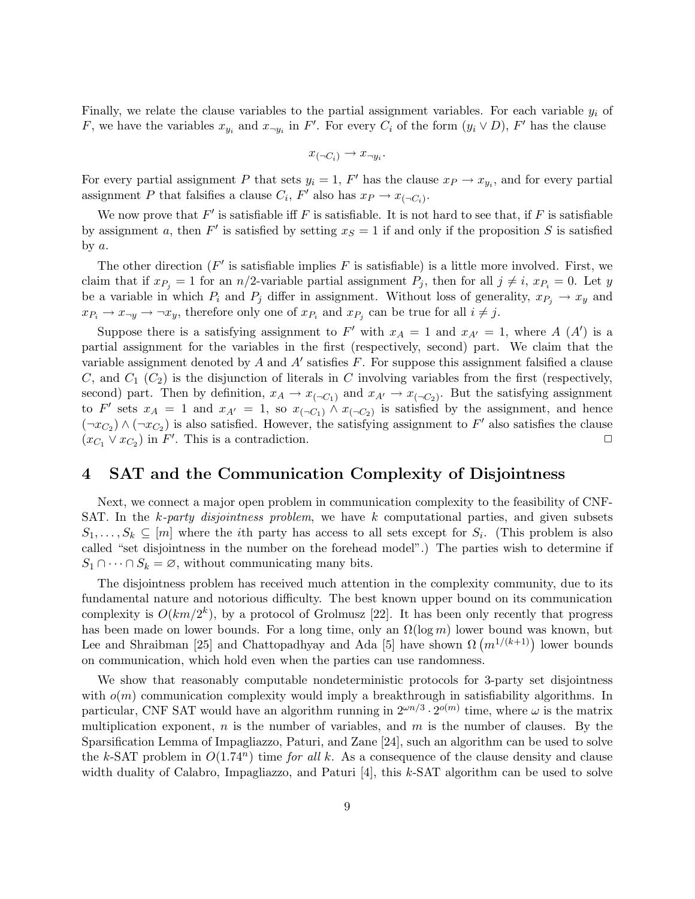Finally, we relate the clause variables to the partial assignment variables. For each variable $y_i$ of $F$, we have the variables $x_{y_i}$ and $x_{\neg y_i}$ in $F'$. For every $C_i$ of the form $(y_i \vee D)$, $F'$ has the clause

$$x_{(\neg C_i)} \rightarrow x_{\neg y_i}.$$

For every partial assignment $P$ that sets $y_i = 1$, $F'$ has the clause $x_P \rightarrow x_{y_i}$, and for every partial assignment $P$ that falsifies a clause $C_i$, $F'$ also has $x_P \rightarrow x_{(\neg C_i)}$.

We now prove that $F'$ is satisfiable iff $F$ is satisfiable. It is not hard to see that, if $F$ is satisfiable by assignment $a$, then $F'$ is satisfied by setting $x_S = 1$ if and only if the proposition $S$ is satisfied by $a$.

The other direction ($F'$ is satisfiable implies $F$ is satisfiable) is a little more involved. First, we claim that if $x_{P_j} = 1$ for an $n/2$-variable partial assignment $P_j$, then for all $j \neq i$, $x_{P_i} = 0$. Let $y$ be a variable in which $P_i$ and $P_j$ differ in assignment. Without loss of generality, $x_{P_j} \rightarrow x_y$ and $x_{P_i} \rightarrow x_{\neg y} \rightarrow \neg x_y$, therefore only one of $x_{P_i}$ and $x_{P_j}$ can be true for all $i \neq j$.

Suppose there is a satisfying assignment to $F'$ with $x_A = 1$ and $x_{A'} = 1$, where $A$ ($A'$) is a partial assignment for the variables in the first (respectively, second) part. We claim that the variable assignment denoted by $A$ and $A'$ satisfies $F$. For suppose this assignment falsified a clause $C$, and $C_1$ ($C_2$) is the disjunction of literals in $C$ involving variables from the first (respectively, second) part. Then by definition, $x_A \rightarrow x_{(\neg C_1)}$ and $x_{A'} \rightarrow x_{(\neg C_2)}$. But the satisfying assignment to $F'$ sets $x_A = 1$ and $x_{A'} = 1$, so $x_{(\neg C_1)} \wedge x_{(\neg C_2)}$ is satisfied by the assignment, and hence $(\neg x_{C_2}) \wedge (\neg x_{C_2})$ is also satisfied. However, the satisfying assignment to $F'$ also satisfies the clause $(x_{C_1} \vee x_{C_2})$ in $F'$. This is a contradiction. □

# 4 SAT and the Communication Complexity of Disjointness

Next, we connect a major open problem in communication complexity to the feasibility of CNF-SAT. In the *k-party disjointness problem*, we have $k$ computational parties, and given subsets $S_1, \ldots, S_k \subseteq [m]$ where the $i$th party has access to all sets except for $S_i$. (This problem is also called "set disjointness in the number on the forehead model".) The parties wish to determine if $S_1 \cap \cdots \cap S_k = \varnothing$, without communicating many bits.

The disjointness problem has received much attention in the complexity community, due to its fundamental nature and notorious difficulty. The best known upper bound on its communication complexity is $O(km/2^k)$, by a protocol of Grolmusz [22]. It has been only recently that progress has been made on lower bounds. For a long time, only an $\Omega(\log m)$ lower bound was known, but Lee and Shraibman [25] and Chattopadhyay and Ada [5] have shown $\Omega\left(m^{1/(k+1)}\right)$ lower bounds on communication, which hold even when the parties can use randomness.

We show that reasonably computable nondeterministic protocols for 3-party set disjointness with $o(m)$ communication complexity would imply a breakthrough in satisfiability algorithms. In particular, CNF SAT would have an algorithm running in $2^{\omega n/3} \cdot 2^{o(m)}$ time, where $\omega$ is the matrix multiplication exponent, $n$ is the number of variables, and $m$ is the number of clauses. By the Sparsification Lemma of Impagliazzo, Paturi, and Zane [24], such an algorithm can be used to solve the $k$-SAT problem in $O(1.74^n)$ time *for all k*. As a consequence of the clause density and clause width duality of Calabro, Impagliazzo, and Paturi [4], this $k$-SAT algorithm can be used to solve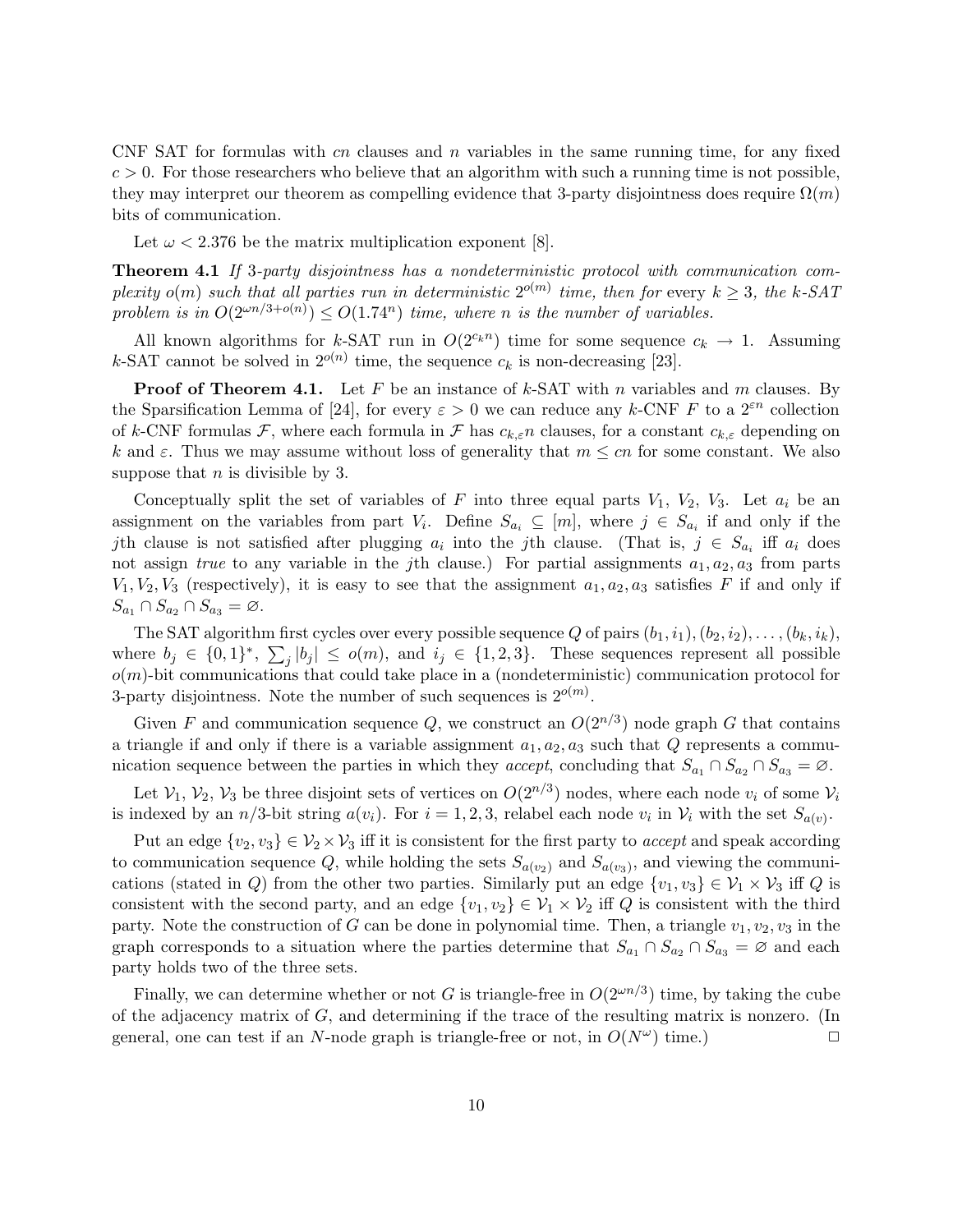CNF SAT for formulas with $cn$ clauses and $n$ variables in the same running time, for any fixed $c > 0$. For those researchers who believe that an algorithm with such a running time is not possible, they may interpret our theorem as compelling evidence that 3-party disjointness does require $\Omega(m)$ bits of communication.

Let $\omega < 2.376$ be the matrix multiplication exponent [8].

**Theorem 4.1** *If 3-party disjointness has a nondeterministic protocol with communication complexity $o(m)$ such that all parties run in deterministic $2^{o(m)}$ time, then for* every $k \geq 3$, *the $k$-SAT problem is in $O(2^{\omega n/3+o(n)}) \leq O(1.74^n)$ time, where $n$ is the number of variables.*

All known algorithms for $k$-SAT run in $O(2^{c_k n})$ time for some sequence $c_k \to 1$. Assuming $k$-SAT cannot be solved in $2^{o(n)}$ time, the sequence $c_k$ is non-decreasing [23].

**Proof of Theorem 4.1.** Let $F$ be an instance of $k$-SAT with $n$ variables and $m$ clauses. By the Sparsification Lemma of [24], for every $\varepsilon > 0$ we can reduce any $k$-CNF $F$ to a $2^{\varepsilon n}$ collection of $k$-CNF formulas $\mathcal{F}$, where each formula in $\mathcal{F}$ has $c_{k,\varepsilon} n$ clauses, for a constant $c_{k,\varepsilon}$ depending on $k$ and $\varepsilon$. Thus we may assume without loss of generality that $m \leq cn$ for some constant. We also suppose that $n$ is divisible by 3.

Conceptually split the set of variables of $F$ into three equal parts $V_1$, $V_2$, $V_3$. Let $a_i$ be an assignment on the variables from part $V_i$. Define $S_{a_i} \subseteq [m]$, where $j \in S_{a_i}$ if and only if the $j$th clause is not satisfied after plugging $a_i$ into the $j$th clause. (That is, $j \in S_{a_i}$ iff $a_i$ does not assign *true* to any variable in the $j$th clause.) For partial assignments $a_1, a_2, a_3$ from parts $V_1, V_2, V_3$ (respectively), it is easy to see that the assignment $a_1, a_2, a_3$ satisfies $F$ if and only if $S_{a_1} \cap S_{a_2} \cap S_{a_3} = \varnothing$.

The SAT algorithm first cycles over every possible sequence $Q$ of pairs $(b_1, i_1), (b_2, i_2), \ldots, (b_k, i_k)$, where $b_j \in \{0,1\}^*$, $\sum_j |b_j| \leq o(m)$, and $i_j \in \{1,2,3\}$. These sequences represent all possible $o(m)$-bit communications that could take place in a (nondeterministic) communication protocol for 3-party disjointness. Note the number of such sequences is $2^{o(m)}$.

Given $F$ and communication sequence $Q$, we construct an $O(2^{n/3})$ node graph $G$ that contains a triangle if and only if there is a variable assignment $a_1, a_2, a_3$ such that $Q$ represents a communication sequence between the parties in which they *accept*, concluding that $S_{a_1} \cap S_{a_2} \cap S_{a_3} = \varnothing$.

Let $\mathcal{V}_1$, $\mathcal{V}_2$, $\mathcal{V}_3$ be three disjoint sets of vertices on $O(2^{n/3})$ nodes, where each node $v_i$ of some $\mathcal{V}_i$ is indexed by an $n/3$-bit string $a(v_i)$. For $i = 1, 2, 3$, relabel each node $v_i$ in $\mathcal{V}_i$ with the set $S_{a(v)}$.

Put an edge $\{v_2, v_3\} \in \mathcal{V}_2 \times \mathcal{V}_3$ iff it is consistent for the first party to *accept* and speak according to communication sequence $Q$, while holding the sets $S_{a(v_2)}$ and $S_{a(v_3)}$, and viewing the communications (stated in $Q$) from the other two parties. Similarly put an edge $\{v_1, v_3\} \in \mathcal{V}_1 \times \mathcal{V}_3$ iff $Q$ is consistent with the second party, and an edge $\{v_1, v_2\} \in \mathcal{V}_1 \times \mathcal{V}_2$ iff $Q$ is consistent with the third party. Note the construction of $G$ can be done in polynomial time. Then, a triangle $v_1, v_2, v_3$ in the graph corresponds to a situation where the parties determine that $S_{a_1} \cap S_{a_2} \cap S_{a_3} = \varnothing$ and each party holds two of the three sets.

Finally, we can determine whether or not $G$ is triangle-free in $O(2^{\omega n/3})$ time, by taking the cube of the adjacency matrix of $G$, and determining if the trace of the resulting matrix is nonzero. (In general, one can test if an $N$-node graph is triangle-free or not, in $O(N^\omega)$ time.) $\Box$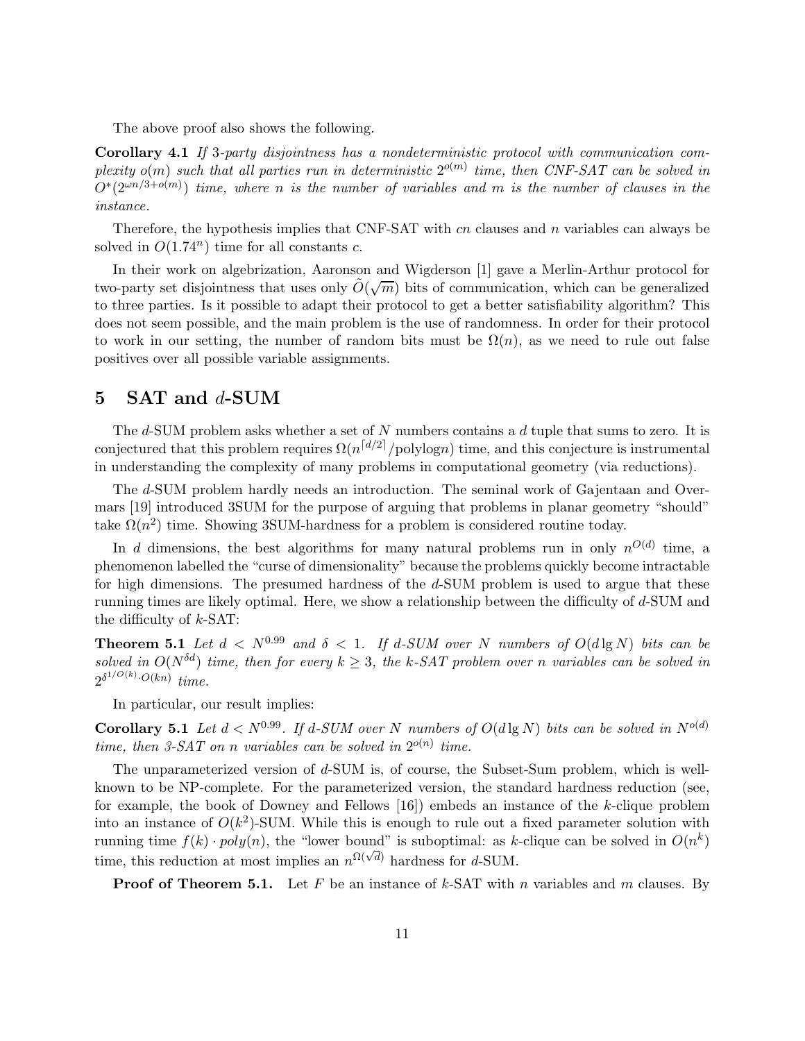The above proof also shows the following.

**Corollary 4.1** *If 3-party disjointness has a nondeterministic protocol with communication complexity $o(m)$ such that all parties run in deterministic $2^{o(m)}$ time, then CNF-SAT can be solved in $O^*(2^{\omega n/3+o(m)})$ time, where $n$ is the number of variables and $m$ is the number of clauses in the instance.*

Therefore, the hypothesis implies that CNF-SAT with $cn$ clauses and $n$ variables can always be solved in $O(1.74^n)$ time for all constants $c$.

In their work on algebrization, Aaronson and Wigderson [1] gave a Merlin-Arthur protocol for two-party set disjointness that uses only $\tilde{O}(\sqrt{m})$ bits of communication, which can be generalized to three parties. Is it possible to adapt their protocol to get a better satisfiability algorithm? This does not seem possible, and the main problem is the use of randomness. In order for their protocol to work in our setting, the number of random bits must be $\Omega(n)$, as we need to rule out false positives over all possible variable assignments.

## 5 SAT and $d$-SUM

The $d$-SUM problem asks whether a set of $N$ numbers contains a $d$ tuple that sums to zero. It is conjectured that this problem requires $\Omega(n^{\lceil d/2 \rceil}/\text{polylog} n)$ time, and this conjecture is instrumental in understanding the complexity of many problems in computational geometry (via reductions).

The $d$-SUM problem hardly needs an introduction. The seminal work of Gajentaan and Overmars [19] introduced 3SUM for the purpose of arguing that problems in planar geometry "should" take $\Omega(n^2)$ time. Showing 3SUM-hardness for a problem is considered routine today.

In $d$ dimensions, the best algorithms for many natural problems run in only $n^{O(d)}$ time, a phenomenon labelled the "curse of dimensionality" because the problems quickly become intractable for high dimensions. The presumed hardness of the $d$-SUM problem is used to argue that these running times are likely optimal. Here, we show a relationship between the difficulty of $d$-SUM and the difficulty of $k$-SAT:

**Theorem 5.1** *Let $d < N^{0.99}$ and $\delta < 1$. If $d$-SUM over $N$ numbers of $O(d \lg N)$ bits can be solved in $O(N^{\delta d})$ time, then for every $k \geq 3$, the $k$-SAT problem over $n$ variables can be solved in $2^{\delta^{1/O(k)} \cdot O(kn)}$ time.*

In particular, our result implies:

**Corollary 5.1** *Let $d < N^{0.99}$. If $d$-SUM over $N$ numbers of $O(d \lg N)$ bits can be solved in $N^{o(d)}$ time, then 3-SAT on $n$ variables can be solved in $2^{o(n)}$ time.*

The unparameterized version of $d$-SUM is, of course, the Subset-Sum problem, which is well-known to be NP-complete. For the parameterized version, the standard hardness reduction (see, for example, the book of Downey and Fellows [16]) embeds an instance of the $k$-clique problem into an instance of $O(k^2)$-SUM. While this is enough to rule out a fixed parameter solution with running time $f(k) \cdot poly(n)$, the "lower bound" is suboptimal: as $k$-clique can be solved in $O(n^k)$ time, this reduction at most implies an $n^{\Omega(\sqrt{d})}$ hardness for $d$-SUM.

**Proof of Theorem 5.1.** Let $F$ be an instance of $k$-SAT with $n$ variables and $m$ clauses. By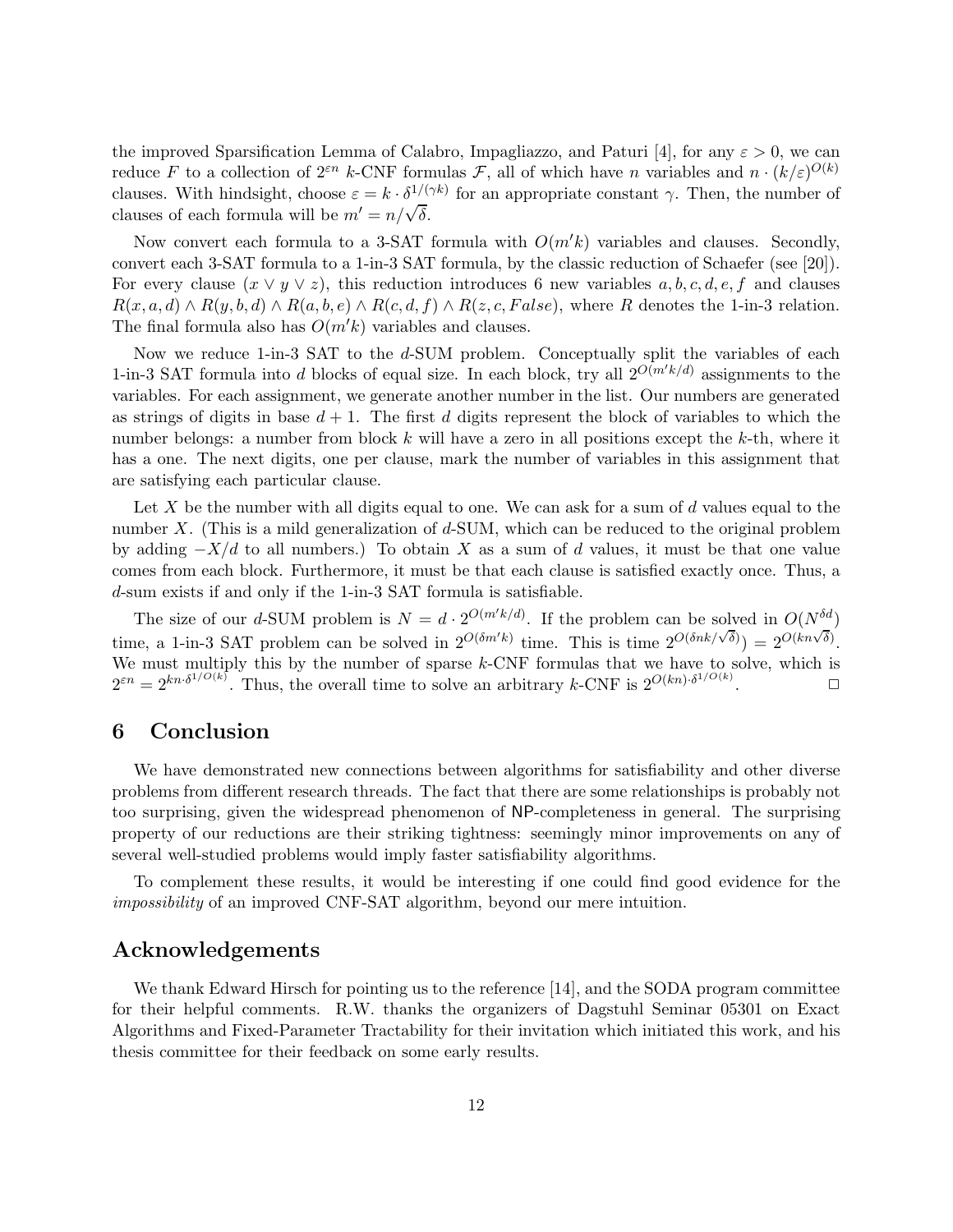the improved Sparsification Lemma of Calabro, Impagliazzo, and Paturi [4], for any $\varepsilon > 0$, we can reduce $F$ to a collection of $2^{\varepsilon n}$ $k$-CNF formulas $\mathcal{F}$, all of which have $n$ variables and $n \cdot (k/\varepsilon)^{O(k)}$ clauses. With hindsight, choose $\varepsilon = k \cdot \delta^{1/(\gamma k)}$ for an appropriate constant $\gamma$. Then, the number of clauses of each formula will be $m' = n/\sqrt{\delta}$.

Now convert each formula to a 3-SAT formula with $O(m'k)$ variables and clauses. Secondly, convert each 3-SAT formula to a 1-in-3 SAT formula, by the classic reduction of Schaefer (see [20]). For every clause $(x \vee y \vee z)$, this reduction introduces 6 new variables $a, b, c, d, e, f$ and clauses $R(x, a, d) \wedge R(y, b, d) \wedge R(a, b, e) \wedge R(c, d, f) \wedge R(z, c, False)$, where $R$ denotes the 1-in-3 relation. The final formula also has $O(m'k)$ variables and clauses.

Now we reduce 1-in-3 SAT to the $d$-SUM problem. Conceptually split the variables of each 1-in-3 SAT formula into $d$ blocks of equal size. In each block, try all $2^{O(m'k/d)}$ assignments to the variables. For each assignment, we generate another number in the list. Our numbers are generated as strings of digits in base $d+1$. The first $d$ digits represent the block of variables to which the number belongs: a number from block $k$ will have a zero in all positions except the $k$-th, where it has a one. The next digits, one per clause, mark the number of variables in this assignment that are satisfying each particular clause.

Let $X$ be the number with all digits equal to one. We can ask for a sum of $d$ values equal to the number $X$. (This is a mild generalization of $d$-SUM, which can be reduced to the original problem by adding $-X/d$ to all numbers.) To obtain $X$ as a sum of $d$ values, it must be that one value comes from each block. Furthermore, it must be that each clause is satisfied exactly once. Thus, a $d$-sum exists if and only if the 1-in-3 SAT formula is satisfiable.

The size of our $d$-SUM problem is $N = d \cdot 2^{O(m'k/d)}$. If the problem can be solved in $O(N^{\delta d})$ time, a 1-in-3 SAT problem can be solved in $2^{O(\delta m'k)}$ time. This is time $2^{O(\delta nk/\sqrt{\delta})} = 2^{O(kn\sqrt{\delta})}$. We must multiply this by the number of sparse $k$-CNF formulas that we have to solve, which is $2^{\varepsilon n} = 2^{kn \cdot \delta^{1/O(k)}}$. Thus, the overall time to solve an arbitrary $k$-CNF is $2^{O(kn) \cdot \delta^{1/O(k)}}$. $\square$

## 6 Conclusion

We have demonstrated new connections between algorithms for satisfiability and other diverse problems from different research threads. The fact that there are some relationships is probably not too surprising, given the widespread phenomenon of NP-completeness in general. The surprising property of our reductions are their striking tightness: seemingly minor improvements on any of several well-studied problems would imply faster satisfiability algorithms.

To complement these results, it would be interesting if one could find good evidence for the *impossibility* of an improved CNF-SAT algorithm, beyond our mere intuition.

## Acknowledgements

We thank Edward Hirsch for pointing us to the reference [14], and the SODA program committee for their helpful comments. R.W. thanks the organizers of Dagstuhl Seminar 05301 on Exact Algorithms and Fixed-Parameter Tractability for their invitation which initiated this work, and his thesis committee for their feedback on some early results.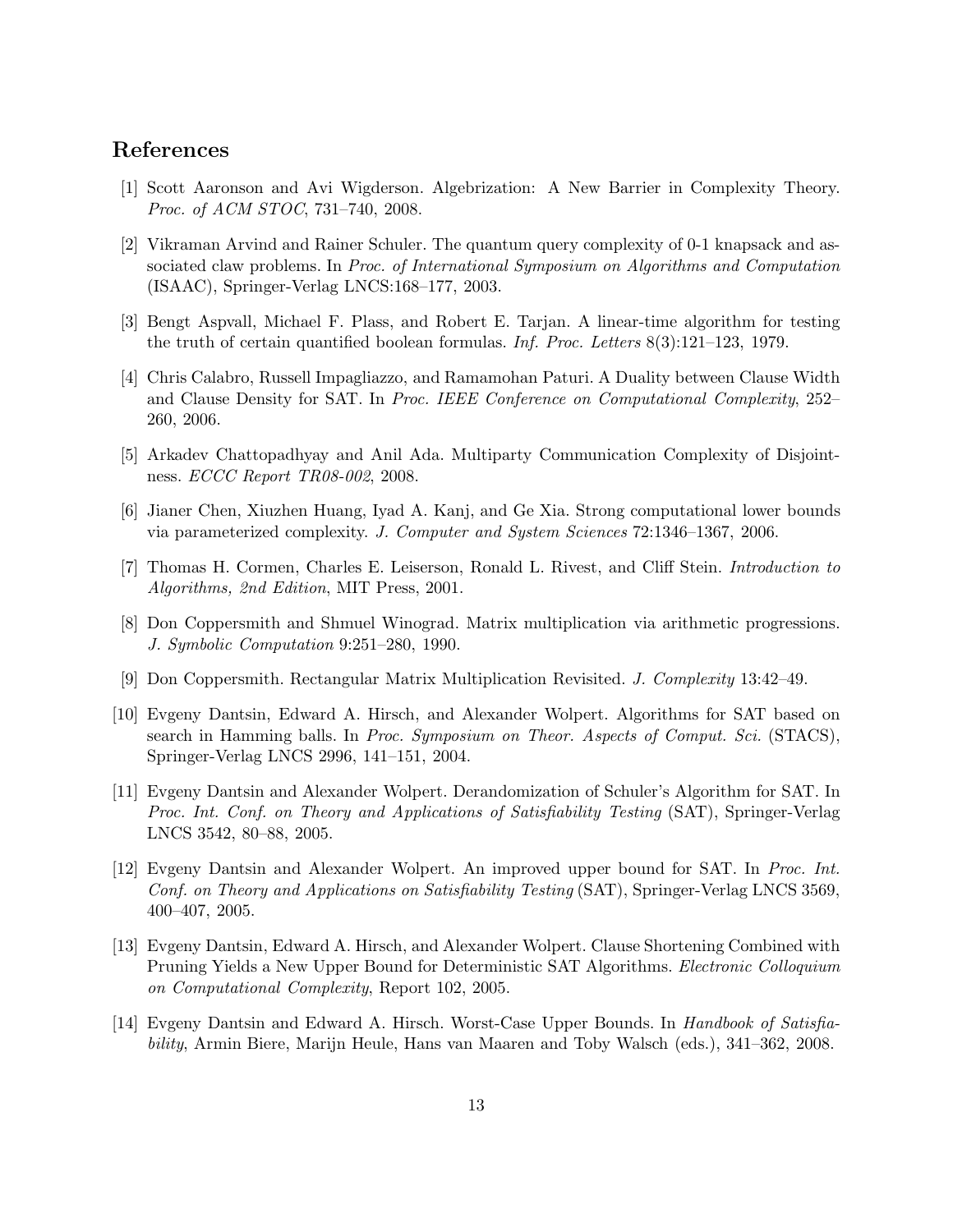## References

[1] Scott Aaronson and Avi Wigderson. Algebrization: A New Barrier in Complexity Theory. *Proc. of ACM STOC*, 731–740, 2008.

[2] Vikraman Arvind and Rainer Schuler. The quantum query complexity of 0-1 knapsack and associated claw problems. In *Proc. of International Symposium on Algorithms and Computation* (ISAAC), Springer-Verlag LNCS:168–177, 2003.

[3] Bengt Aspvall, Michael F. Plass, and Robert E. Tarjan. A linear-time algorithm for testing the truth of certain quantified boolean formulas. *Inf. Proc. Letters* 8(3):121–123, 1979.

[4] Chris Calabro, Russell Impagliazzo, and Ramamohan Paturi. A Duality between Clause Width and Clause Density for SAT. In *Proc. IEEE Conference on Computational Complexity*, 252–260, 2006.

[5] Arkadev Chattopadhyay and Anil Ada. Multiparty Communication Complexity of Disjointness. *ECCC Report TR08-002*, 2008.

[6] Jianer Chen, Xiuzhen Huang, Iyad A. Kanj, and Ge Xia. Strong computational lower bounds via parameterized complexity. *J. Computer and System Sciences* 72:1346–1367, 2006.

[7] Thomas H. Cormen, Charles E. Leiserson, Ronald L. Rivest, and Cliff Stein. *Introduction to Algorithms, 2nd Edition*, MIT Press, 2001.

[8] Don Coppersmith and Shmuel Winograd. Matrix multiplication via arithmetic progressions. *J. Symbolic Computation* 9:251–280, 1990.

[9] Don Coppersmith. Rectangular Matrix Multiplication Revisited. *J. Complexity* 13:42–49.

[10] Evgeny Dantsin, Edward A. Hirsch, and Alexander Wolpert. Algorithms for SAT based on search in Hamming balls. In *Proc. Symposium on Theor. Aspects of Comput. Sci.* (STACS), Springer-Verlag LNCS 2996, 141–151, 2004.

[11] Evgeny Dantsin and Alexander Wolpert. Derandomization of Schuler's Algorithm for SAT. In *Proc. Int. Conf. on Theory and Applications of Satisfiability Testing* (SAT), Springer-Verlag LNCS 3542, 80–88, 2005.

[12] Evgeny Dantsin and Alexander Wolpert. An improved upper bound for SAT. In *Proc. Int. Conf. on Theory and Applications on Satisfiability Testing* (SAT), Springer-Verlag LNCS 3569, 400–407, 2005.

[13] Evgeny Dantsin, Edward A. Hirsch, and Alexander Wolpert. Clause Shortening Combined with Pruning Yields a New Upper Bound for Deterministic SAT Algorithms. *Electronic Colloquium on Computational Complexity*, Report 102, 2005.

[14] Evgeny Dantsin and Edward A. Hirsch. Worst-Case Upper Bounds. In *Handbook of Satisfiability*, Armin Biere, Marijn Heule, Hans van Maaren and Toby Walsch (eds.), 341–362, 2008.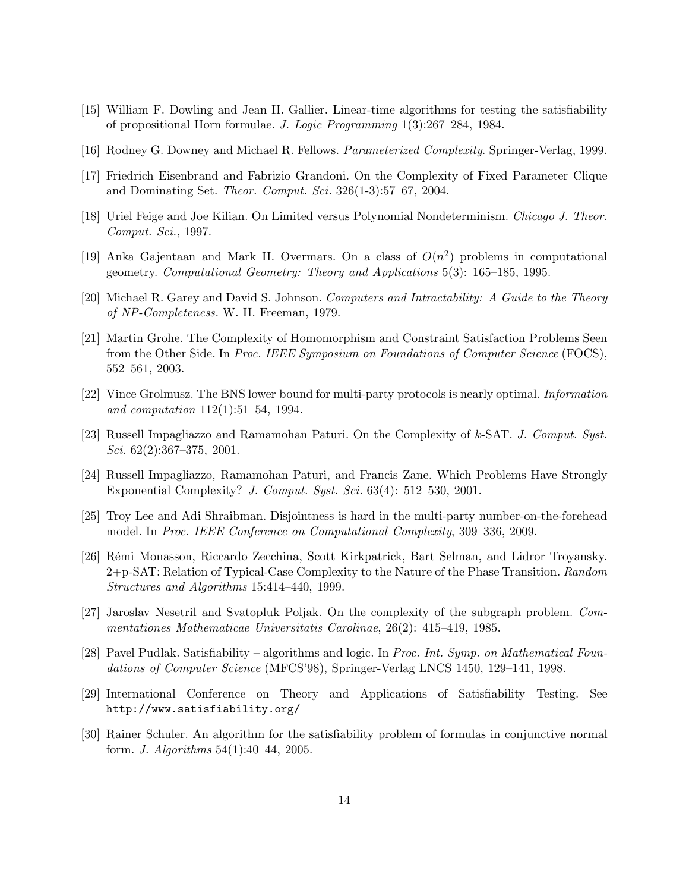[15] William F. Dowling and Jean H. Gallier. Linear-time algorithms for testing the satisfiability of propositional Horn formulae. *J. Logic Programming* 1(3):267–284, 1984.

[16] Rodney G. Downey and Michael R. Fellows. *Parameterized Complexity*. Springer-Verlag, 1999.

[17] Friedrich Eisenbrand and Fabrizio Grandoni. On the Complexity of Fixed Parameter Clique and Dominating Set. *Theor. Comput. Sci.* 326(1-3):57–67, 2004.

[18] Uriel Feige and Joe Kilian. On Limited versus Polynomial Nondeterminism. *Chicago J. Theor. Comput. Sci.*, 1997.

[19] Anka Gajentaan and Mark H. Overmars. On a class of $O(n^2)$ problems in computational geometry. *Computational Geometry: Theory and Applications* 5(3): 165–185, 1995.

[20] Michael R. Garey and David S. Johnson. *Computers and Intractability: A Guide to the Theory of NP-Completeness.* W. H. Freeman, 1979.

[21] Martin Grohe. The Complexity of Homomorphism and Constraint Satisfaction Problems Seen from the Other Side. In *Proc. IEEE Symposium on Foundations of Computer Science* (FOCS), 552–561, 2003.

[22] Vince Grolmusz. The BNS lower bound for multi-party protocols is nearly optimal. *Information and computation* 112(1):51–54, 1994.

[23] Russell Impagliazzo and Ramamohan Paturi. On the Complexity of $k$-SAT. *J. Comput. Syst. Sci.* 62(2):367–375, 2001.

[24] Russell Impagliazzo, Ramamohan Paturi, and Francis Zane. Which Problems Have Strongly Exponential Complexity? *J. Comput. Syst. Sci.* 63(4): 512–530, 2001.

[25] Troy Lee and Adi Shraibman. Disjointness is hard in the multi-party number-on-the-forehead model. In *Proc. IEEE Conference on Computational Complexity*, 309–336, 2009.

[26] Rémi Monasson, Riccardo Zecchina, Scott Kirkpatrick, Bart Selman, and Lidror Troyansky. 2+p-SAT: Relation of Typical-Case Complexity to the Nature of the Phase Transition. *Random Structures and Algorithms* 15:414–440, 1999.

[27] Jaroslav Nesetril and Svatopluk Poljak. On the complexity of the subgraph problem. *Commentationes Mathematicae Universitatis Carolinae*, 26(2): 415–419, 1985.

[28] Pavel Pudlak. Satisfiability – algorithms and logic. In *Proc. Int. Symp. on Mathematical Foundations of Computer Science* (MFCS'98), Springer-Verlag LNCS 1450, 129–141, 1998.

[29] International Conference on Theory and Applications of Satisfiability Testing. See `http://www.satisfiability.org/`

[30] Rainer Schuler. An algorithm for the satisfiability problem of formulas in conjunctive normal form. *J. Algorithms* 54(1):40–44, 2005.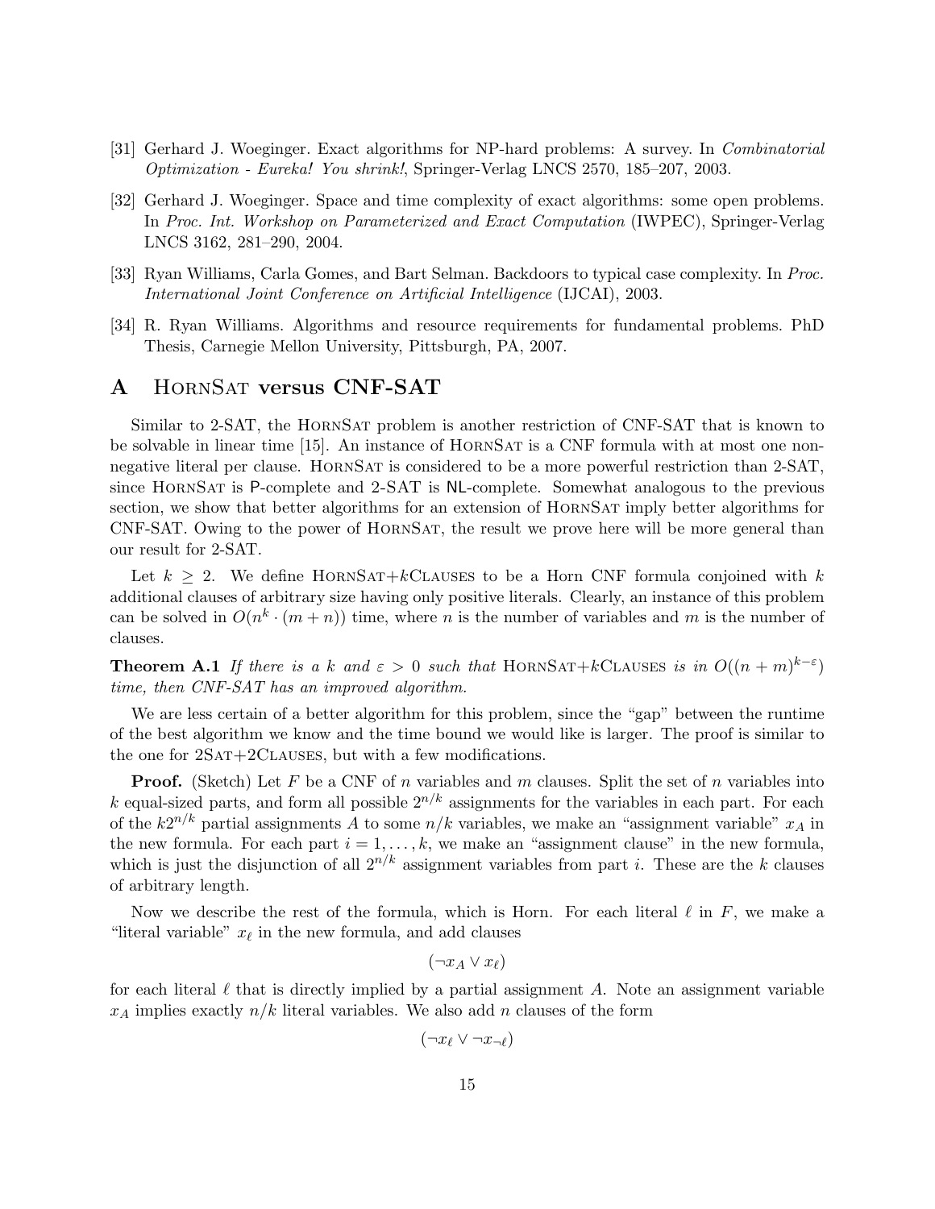[31] Gerhard J. Woeginger. Exact algorithms for NP-hard problems: A survey. In *Combinatorial Optimization - Eureka! You shrink!*, Springer-Verlag LNCS 2570, 185–207, 2003.

[32] Gerhard J. Woeginger. Space and time complexity of exact algorithms: some open problems. In *Proc. Int. Workshop on Parameterized and Exact Computation* (IWPEC), Springer-Verlag LNCS 3162, 281–290, 2004.

[33] Ryan Williams, Carla Gomes, and Bart Selman. Backdoors to typical case complexity. In *Proc. International Joint Conference on Artificial Intelligence* (IJCAI), 2003.

[34] R. Ryan Williams. Algorithms and resource requirements for fundamental problems. PhD Thesis, Carnegie Mellon University, Pittsburgh, PA, 2007.

## A HornSat versus CNF-SAT

Similar to 2-SAT, the HornSat problem is another restriction of CNF-SAT that is known to be solvable in linear time [15]. An instance of HornSat is a CNF formula with at most one non-negative literal per clause. HornSat is considered to be a more powerful restriction than 2-SAT, since HornSat is P-complete and 2-SAT is NL-complete. Somewhat analogous to the previous section, we show that better algorithms for an extension of HornSat imply better algorithms for CNF-SAT. Owing to the power of HornSat, the result we prove here will be more general than our result for 2-SAT.

Let $k \geq 2$. We define HornSat+$k$Clauses to be a Horn CNF formula conjoined with $k$ additional clauses of arbitrary size having only positive literals. Clearly, an instance of this problem can be solved in $O(n^k \cdot (m+n))$ time, where $n$ is the number of variables and $m$ is the number of clauses.

**Theorem A.1** *If there is a $k$ and $\varepsilon > 0$ such that* HornSat+$k$Clauses *is in $O((n+m)^{k-\varepsilon})$ time, then CNF-SAT has an improved algorithm.*

We are less certain of a better algorithm for this problem, since the "gap" between the runtime of the best algorithm we know and the time bound we would like is larger. The proof is similar to the one for 2Sat+2Clauses, but with a few modifications.

**Proof.** (Sketch) Let $F$ be a CNF of $n$ variables and $m$ clauses. Split the set of $n$ variables into $k$ equal-sized parts, and form all possible $2^{n/k}$ assignments for the variables in each part. For each of the $k2^{n/k}$ partial assignments $A$ to some $n/k$ variables, we make an "assignment variable" $x_A$ in the new formula. For each part $i = 1, \ldots, k$, we make an "assignment clause" in the new formula, which is just the disjunction of all $2^{n/k}$ assignment variables from part $i$. These are the $k$ clauses of arbitrary length.

Now we describe the rest of the formula, which is Horn. For each literal $\ell$ in $F$, we make a "literal variable" $x_\ell$ in the new formula, and add clauses

$$(\neg x_A \vee x_\ell)$$

for each literal $\ell$ that is directly implied by a partial assignment $A$. Note an assignment variable $x_A$ implies exactly $n/k$ literal variables. We also add $n$ clauses of the form

$$(\neg x_\ell \vee \neg x_{\neg \ell})$$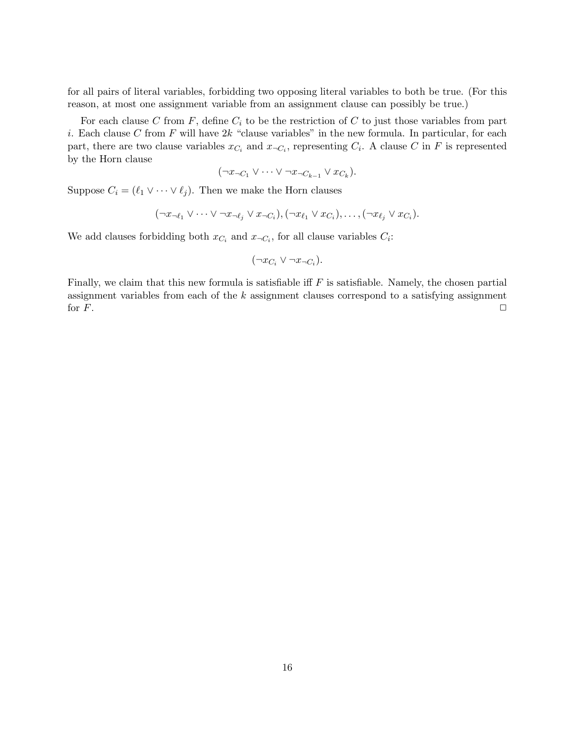for all pairs of literal variables, forbidding two opposing literal variables to both be true. (For this reason, at most one assignment variable from an assignment clause can possibly be true.)

For each clause $C$ from $F$, define $C_i$ to be the restriction of $C$ to just those variables from part $i$. Each clause $C$ from $F$ will have $2k$ "clause variables" in the new formula. In particular, for each part, there are two clause variables $x_{C_i}$ and $x_{\neg C_i}$, representing $C_i$. A clause $C$ in $F$ is represented by the Horn clause

$$(\neg x_{\neg C_1} \vee \cdots \vee \neg x_{\neg C_{k-1}} \vee x_{C_k}).$$

Suppose $C_i = (\ell_1 \vee \cdots \vee \ell_j)$. Then we make the Horn clauses

$$(\neg x_{\neg \ell_1} \vee \cdots \vee \neg x_{\neg \ell_j} \vee x_{\neg C_i}), (\neg x_{\ell_1} \vee x_{C_i}), \ldots, (\neg x_{\ell_j} \vee x_{C_i}).$$

We add clauses forbidding both $x_{C_i}$ and $x_{\neg C_i}$, for all clause variables $C_i$:

$$(\neg x_{C_i} \vee \neg x_{\neg C_i}).$$

Finally, we claim that this new formula is satisfiable iff $F$ is satisfiable. Namely, the chosen partial assignment variables from each of the $k$ assignment clauses correspond to a satisfying assignment for $F$. □